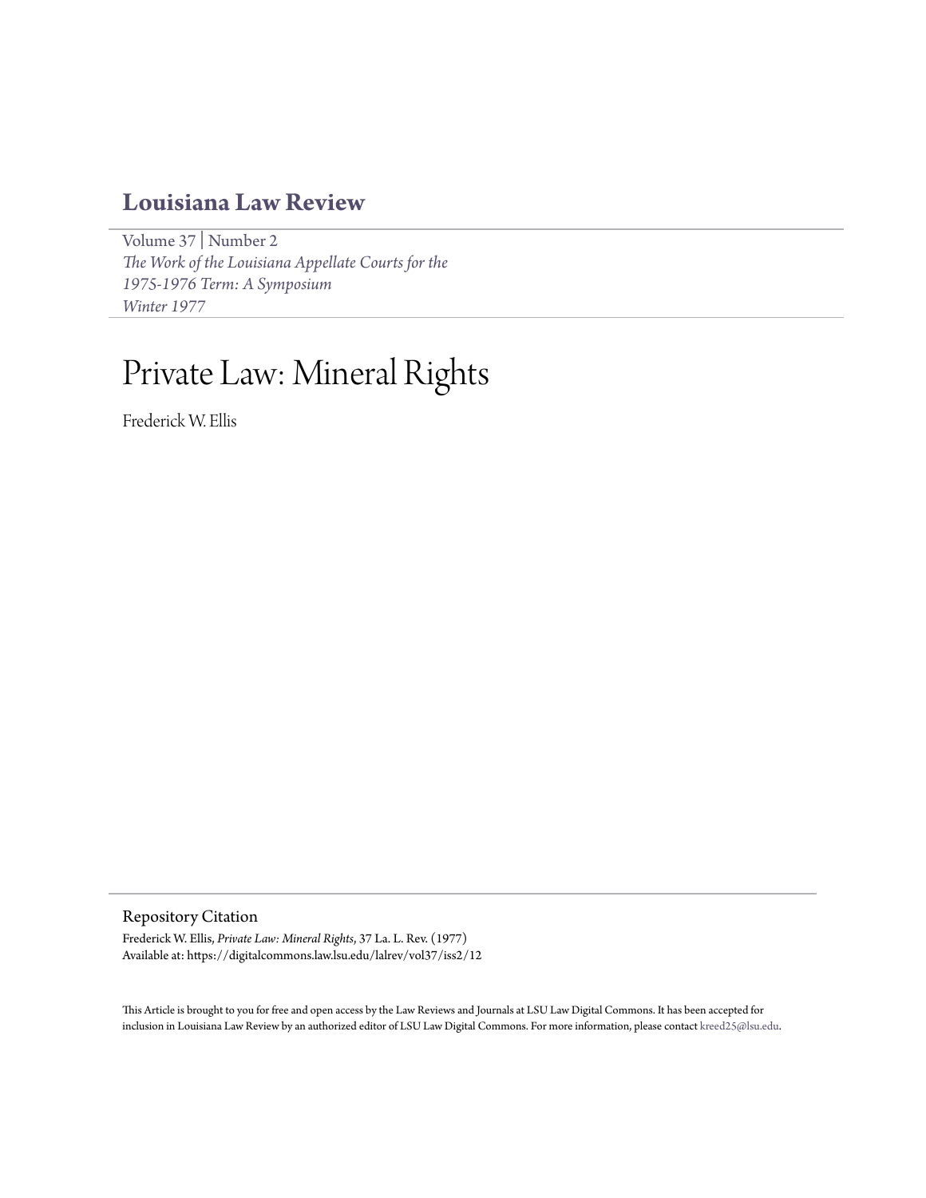# Louisiana Law Review

Volume 37 | Number 2
*The Work of the Louisiana Appellate Courts for the 1975-1976 Term: A Symposium*
*Winter 1977*

# Private Law: Mineral Rights

Frederick W. Ellis

## Repository Citation

Frederick W. Ellis, *Private Law: Mineral Rights*, 37 La. L. Rev. (1977)
Available at: https://digitalcommons.law.lsu.edu/lalrev/vol37/iss2/12

This Article is brought to you for free and open access by the Law Reviews and Journals at LSU Law Digital Commons. It has been accepted for inclusion in Louisiana Law Review by an authorized editor of LSU Law Digital Commons. For more information, please contact kreed25@lsu.edu.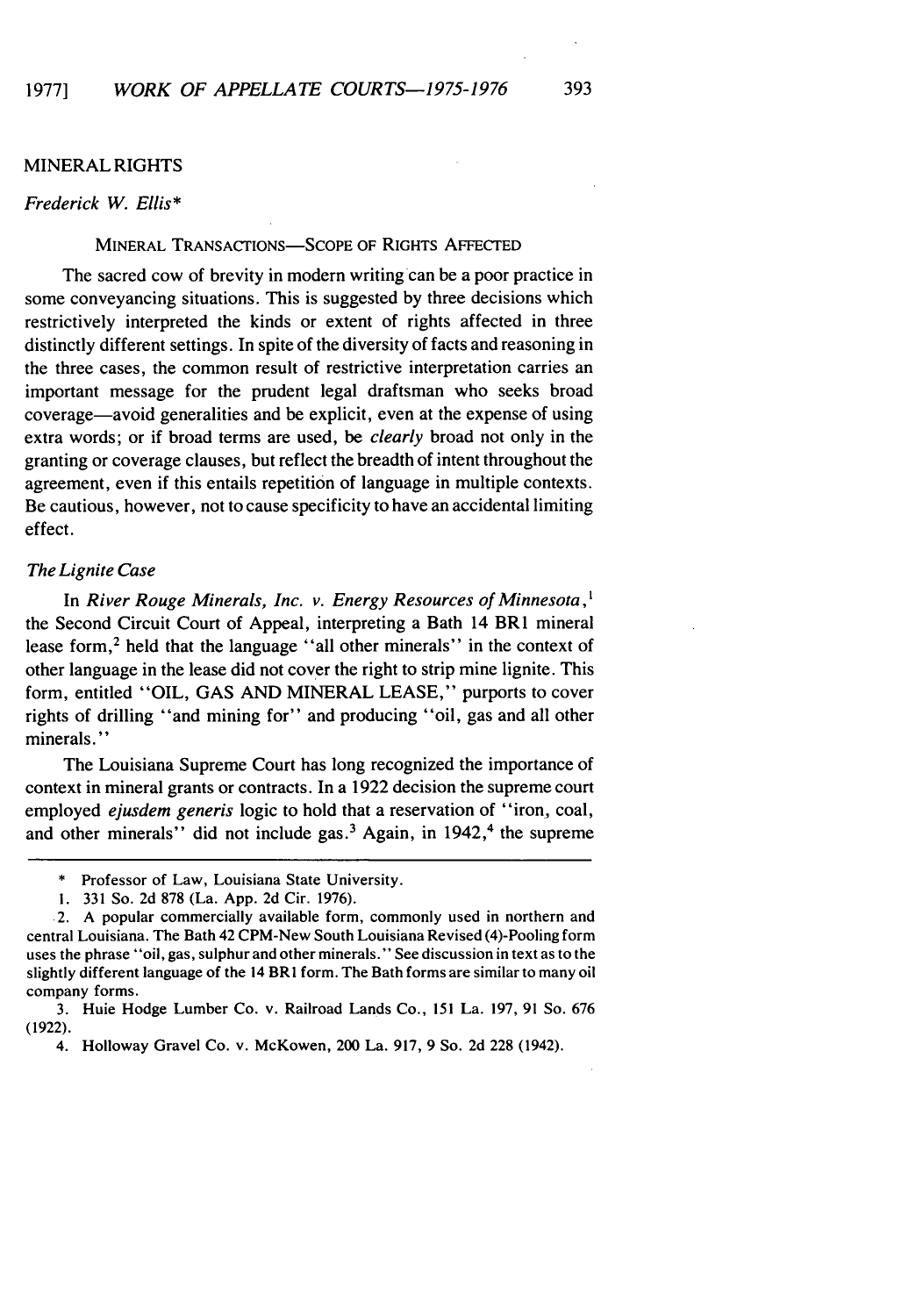## MINERAL RIGHTS

*Frederick W. Ellis**

### MINERAL TRANSACTIONS—SCOPE OF RIGHTS AFFECTED

The sacred cow of brevity in modern writing can be a poor practice in some conveyancing situations. This is suggested by three decisions which restrictively interpreted the kinds or extent of rights affected in three distinctly different settings. In spite of the diversity of facts and reasoning in the three cases, the common result of restrictive interpretation carries an important message for the prudent legal draftsman who seeks broad coverage—avoid generalities and be explicit, even at the expense of using extra words; or if broad terms are used, be *clearly* broad not only in the granting or coverage clauses, but reflect the breadth of intent throughout the agreement, even if this entails repetition of language in multiple contexts. Be cautious, however, not to cause specificity to have an accidental limiting effect.

#### *The Lignite Case*

In *River Rouge Minerals, Inc. v. Energy Resources of Minnesota*,[1] the Second Circuit Court of Appeal, interpreting a Bath 14 BR1 mineral lease form,[2] held that the language "all other minerals" in the context of other language in the lease did not cover the right to strip mine lignite. This form, entitled "OIL, GAS AND MINERAL LEASE," purports to cover rights of drilling "and mining for" and producing "oil, gas and all other minerals."

The Louisiana Supreme Court has long recognized the importance of context in mineral grants or contracts. In a 1922 decision the supreme court employed *ejusdem generis* logic to hold that a reservation of "iron, coal, and other minerals" did not include gas.[3] Again, in 1942,[4] the supreme

---

\* Professor of Law, Louisiana State University.

1. 331 So. 2d 878 (La. App. 2d Cir. 1976).

2. A popular commercially available form, commonly used in northern and central Louisiana. The Bath 42 CPM-New South Louisiana Revised (4)-Pooling form uses the phrase "oil, gas, sulphur and other minerals." See discussion in text as to the slightly different language of the 14 BR1 form. The Bath forms are similar to many oil company forms.

3. Huie Hodge Lumber Co. v. Railroad Lands Co., 151 La. 197, 91 So. 676 (1922).

4. Holloway Gravel Co. v. McKowen, 200 La. 917, 9 So. 2d 228 (1942).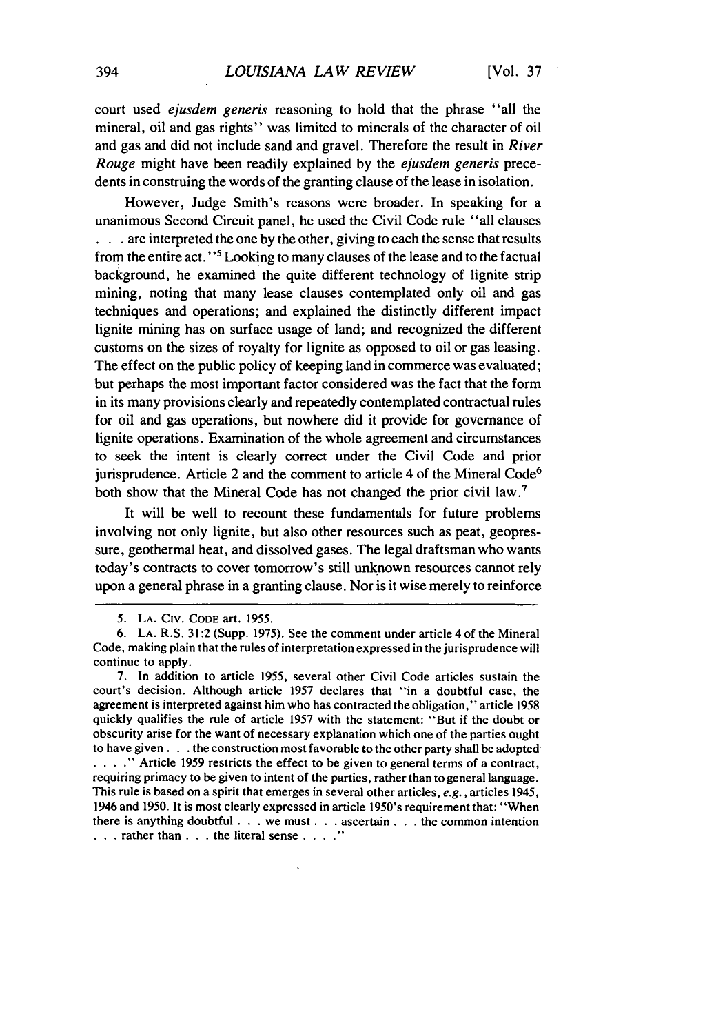court used *ejusdem generis* reasoning to hold that the phrase "all the mineral, oil and gas rights" was limited to minerals of the character of oil and gas and did not include sand and gravel. Therefore the result in *River Rouge* might have been readily explained by the *ejusdem generis* precedents in construing the words of the granting clause of the lease in isolation.

However, Judge Smith's reasons were broader. In speaking for a unanimous Second Circuit panel, he used the Civil Code rule "all clauses . . . are interpreted the one by the other, giving to each the sense that results from the entire act."[5] Looking to many clauses of the lease and to the factual background, he examined the quite different technology of lignite strip mining, noting that many lease clauses contemplated only oil and gas techniques and operations; and explained the distinctly different impact lignite mining has on surface usage of land; and recognized the different customs on the sizes of royalty for lignite as opposed to oil or gas leasing. The effect on the public policy of keeping land in commerce was evaluated; but perhaps the most important factor considered was the fact that the form in its many provisions clearly and repeatedly contemplated contractual rules for oil and gas operations, but nowhere did it provide for governance of lignite operations. Examination of the whole agreement and circumstances to seek the intent is clearly correct under the Civil Code and prior jurisprudence. Article 2 and the comment to article 4 of the Mineral Code[6] both show that the Mineral Code has not changed the prior civil law.[7]

It will be well to recount these fundamentals for future problems involving not only lignite, but also other resources such as peat, geopressure, geothermal heat, and dissolved gases. The legal draftsman who wants today's contracts to cover tomorrow's still unknown resources cannot rely upon a general phrase in a granting clause. Nor is it wise merely to reinforce

---

5. LA. CIV. CODE art. 1955.

6. LA. R.S. 31:2 (Supp. 1975). See the comment under article 4 of the Mineral Code, making plain that the rules of interpretation expressed in the jurisprudence will continue to apply.

7. In addition to article 1955, several other Civil Code articles sustain the court's decision. Although article 1957 declares that "in a doubtful case, the agreement is interpreted against him who has contracted the obligation," article 1958 quickly qualifies the rule of article 1957 with the statement: "But if the doubt or obscurity arise for the want of necessary explanation which one of the parties ought to have given . . . the construction most favorable to the other party shall be adopted . . . ." Article 1959 restricts the effect to be given to general terms of a contract, requiring primacy to be given to intent of the parties, rather than to general language. This rule is based on a spirit that emerges in several other articles, *e.g.*, articles 1945, 1946 and 1950. It is most clearly expressed in article 1950's requirement that: "When there is anything doubtful . . . we must . . . ascertain . . . the common intention . . . rather than . . . the literal sense . . . ."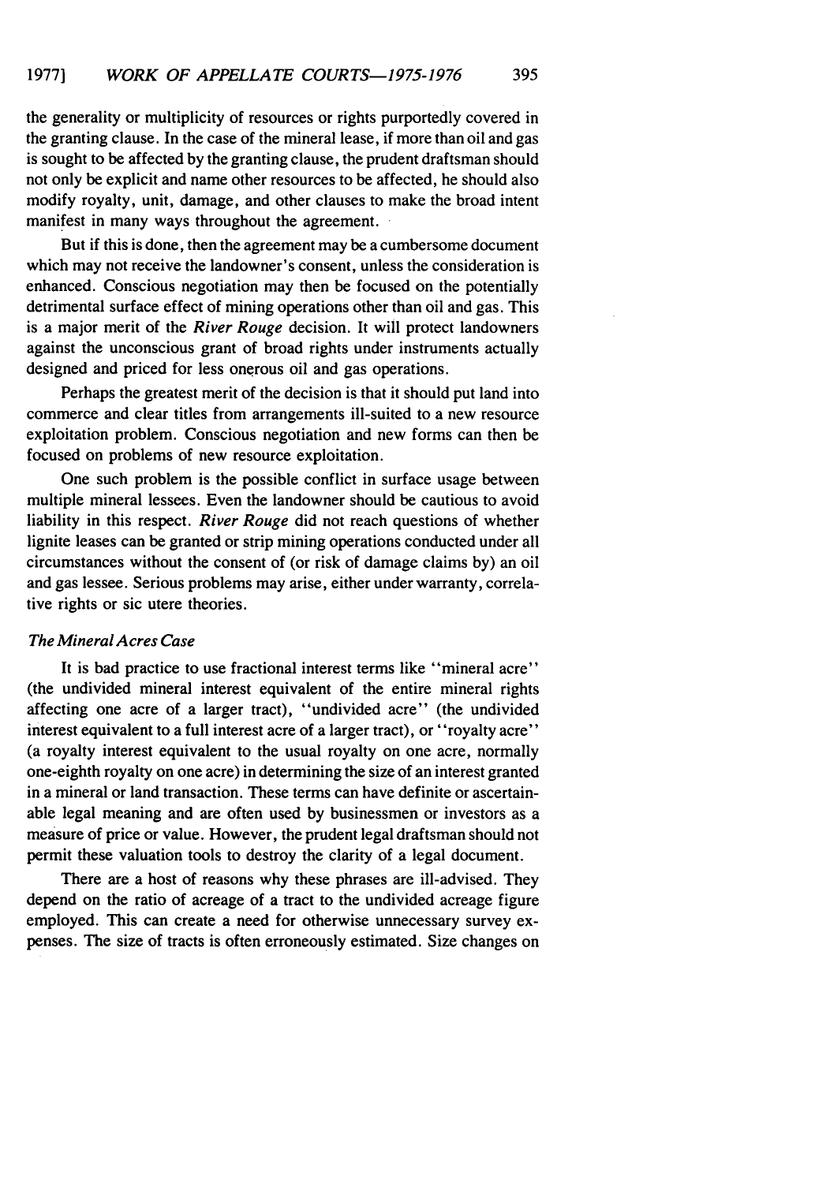the generality or multiplicity of resources or rights purportedly covered in the granting clause. In the case of the mineral lease, if more than oil and gas is sought to be affected by the granting clause, the prudent draftsman should not only be explicit and name other resources to be affected, he should also modify royalty, unit, damage, and other clauses to make the broad intent manifest in many ways throughout the agreement.

But if this is done, then the agreement may be a cumbersome document which may not receive the landowner's consent, unless the consideration is enhanced. Conscious negotiation may then be focused on the potentially detrimental surface effect of mining operations other than oil and gas. This is a major merit of the *River Rouge* decision. It will protect landowners against the unconscious grant of broad rights under instruments actually designed and priced for less onerous oil and gas operations.

Perhaps the greatest merit of the decision is that it should put land into commerce and clear titles from arrangements ill-suited to a new resource exploitation problem. Conscious negotiation and new forms can then be focused on problems of new resource exploitation.

One such problem is the possible conflict in surface usage between multiple mineral lessees. Even the landowner should be cautious to avoid liability in this respect. *River Rouge* did not reach questions of whether lignite leases can be granted or strip mining operations conducted under all circumstances without the consent of (or risk of damage claims by) an oil and gas lessee. Serious problems may arise, either under warranty, correlative rights or sic utere theories.

### *The Mineral Acres Case*

It is bad practice to use fractional interest terms like "mineral acre" (the undivided mineral interest equivalent of the entire mineral rights affecting one acre of a larger tract), "undivided acre" (the undivided interest equivalent to a full interest acre of a larger tract), or "royalty acre" (a royalty interest equivalent to the usual royalty on one acre, normally one-eighth royalty on one acre) in determining the size of an interest granted in a mineral or land transaction. These terms can have definite or ascertainable legal meaning and are often used by businessmen or investors as a measure of price or value. However, the prudent legal draftsman should not permit these valuation tools to destroy the clarity of a legal document.

There are a host of reasons why these phrases are ill-advised. They depend on the ratio of acreage of a tract to the undivided acreage figure employed. This can create a need for otherwise unnecessary survey expenses. The size of tracts is often erroneously estimated. Size changes on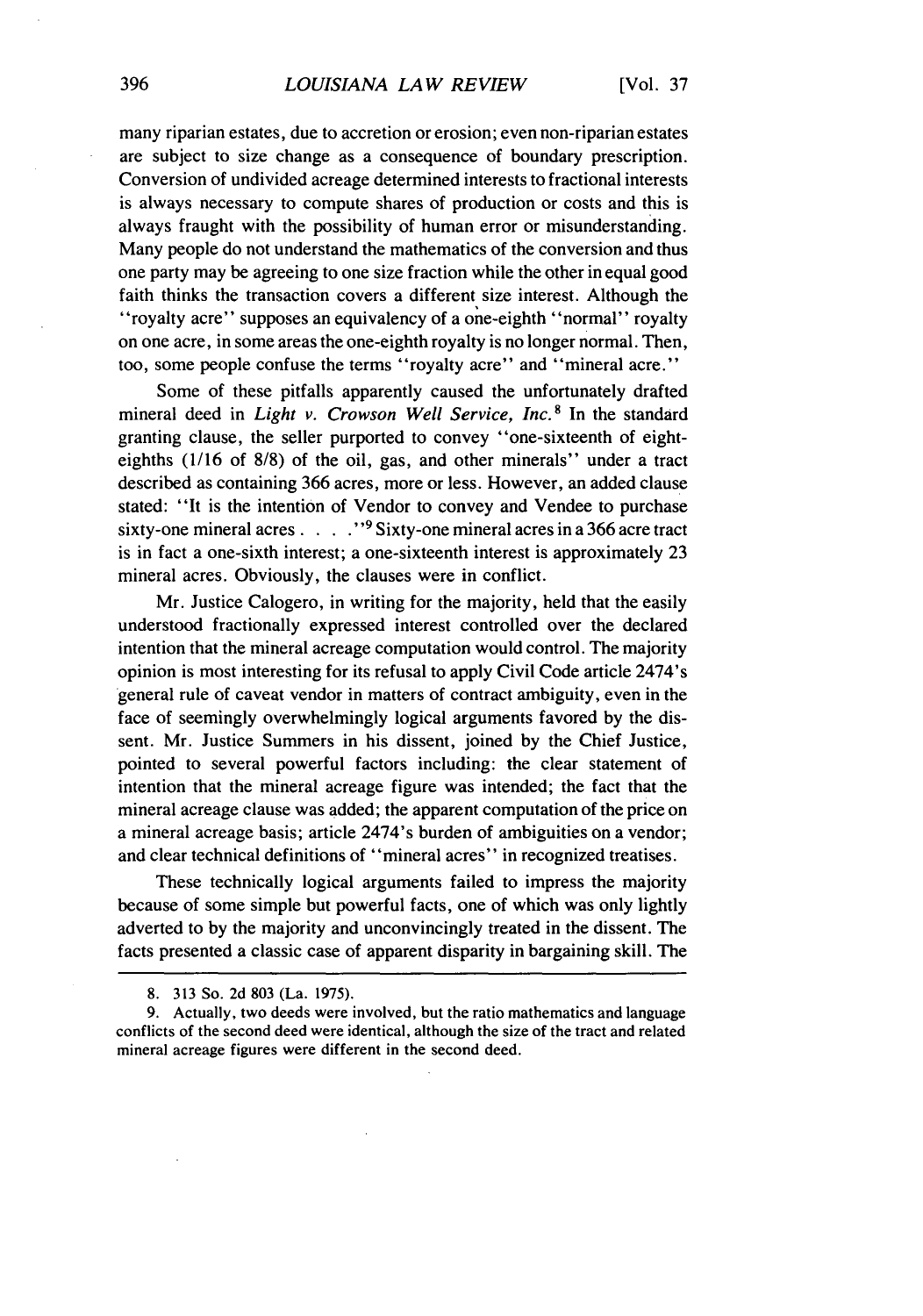many riparian estates, due to accretion or erosion; even non-riparian estates are subject to size change as a consequence of boundary prescription. Conversion of undivided acreage determined interests to fractional interests is always necessary to compute shares of production or costs and this is always fraught with the possibility of human error or misunderstanding. Many people do not understand the mathematics of the conversion and thus one party may be agreeing to one size fraction while the other in equal good faith thinks the transaction covers a different size interest. Although the "royalty acre" supposes an equivalency of a one-eighth "normal" royalty on one acre, in some areas the one-eighth royalty is no longer normal. Then, too, some people confuse the terms "royalty acre" and "mineral acre."

Some of these pitfalls apparently caused the unfortunately drafted mineral deed in *Light v. Crowson Well Service, Inc.*[8] In the standard granting clause, the seller purported to convey "one-sixteenth of eight-eighths (1/16 of 8/8) of the oil, gas, and other minerals" under a tract described as containing 366 acres, more or less. However, an added clause stated: "It is the intention of Vendor to convey and Vendee to purchase sixty-one mineral acres . . . ."[9] Sixty-one mineral acres in a 366 acre tract is in fact a one-sixth interest; a one-sixteenth interest is approximately 23 mineral acres. Obviously, the clauses were in conflict.

Mr. Justice Calogero, in writing for the majority, held that the easily understood fractionally expressed interest controlled over the declared intention that the mineral acreage computation would control. The majority opinion is most interesting for its refusal to apply Civil Code article 2474's general rule of caveat vendor in matters of contract ambiguity, even in the face of seemingly overwhelmingly logical arguments favored by the dissent. Mr. Justice Summers in his dissent, joined by the Chief Justice, pointed to several powerful factors including: the clear statement of intention that the mineral acreage figure was intended; the fact that the mineral acreage clause was added; the apparent computation of the price on a mineral acreage basis; article 2474's burden of ambiguities on a vendor; and clear technical definitions of "mineral acres" in recognized treatises.

These technically logical arguments failed to impress the majority because of some simple but powerful facts, one of which was only lightly adverted to by the majority and unconvincingly treated in the dissent. The facts presented a classic case of apparent disparity in bargaining skill. The

---

8. 313 So. 2d 803 (La. 1975).

9. Actually, two deeds were involved, but the ratio mathematics and language conflicts of the second deed were identical, although the size of the tract and related mineral acreage figures were different in the second deed.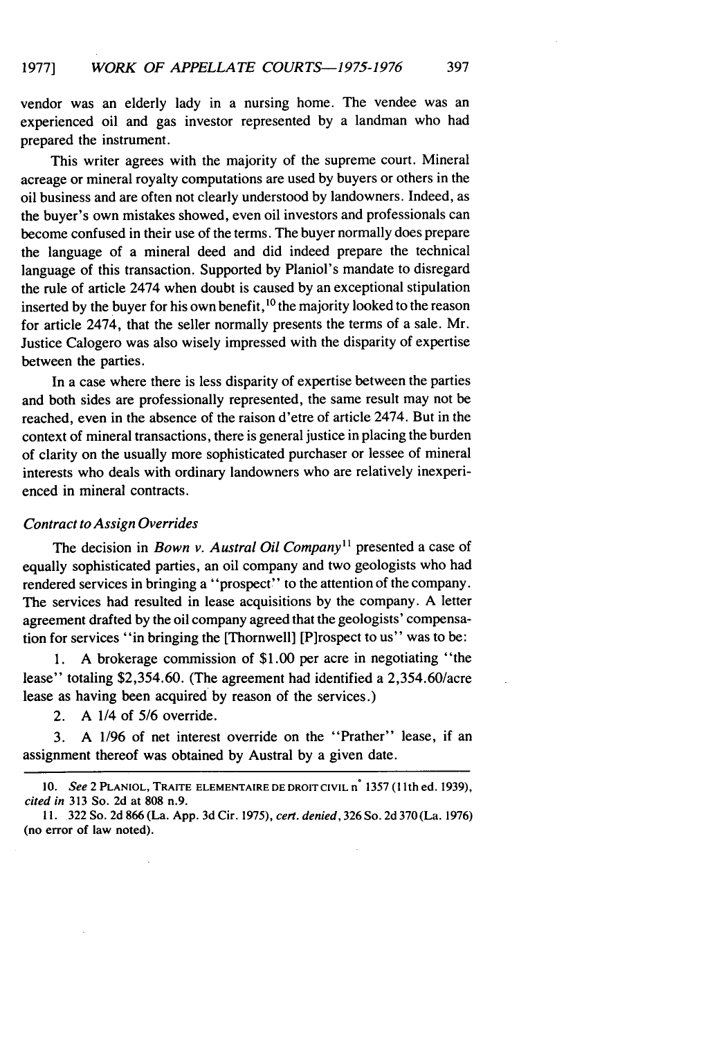vendor was an elderly lady in a nursing home. The vendee was an experienced oil and gas investor represented by a landman who had prepared the instrument.

This writer agrees with the majority of the supreme court. Mineral acreage or mineral royalty computations are used by buyers or others in the oil business and are often not clearly understood by landowners. Indeed, as the buyer's own mistakes showed, even oil investors and professionals can become confused in their use of the terms. The buyer normally does prepare the language of a mineral deed and did indeed prepare the technical language of this transaction. Supported by Planiol's mandate to disregard the rule of article 2474 when doubt is caused by an exceptional stipulation inserted by the buyer for his own benefit,[10] the majority looked to the reason for article 2474, that the seller normally presents the terms of a sale. Mr. Justice Calogero was also wisely impressed with the disparity of expertise between the parties.

In a case where there is less disparity of expertise between the parties and both sides are professionally represented, the same result may not be reached, even in the absence of the raison d'etre of article 2474. But in the context of mineral transactions, there is general justice in placing the burden of clarity on the usually more sophisticated purchaser or lessee of mineral interests who deals with ordinary landowners who are relatively inexperienced in mineral contracts.

*Contract to Assign Overrides*

The decision in *Bown v. Austral Oil Company*[11] presented a case of equally sophisticated parties, an oil company and two geologists who had rendered services in bringing a "prospect" to the attention of the company. The services had resulted in lease acquisitions by the company. A letter agreement drafted by the oil company agreed that the geologists' compensation for services "in bringing the [Thornwell] [P]rospect to us" was to be:

1. A brokerage commission of $1.00 per acre in negotiating "the lease" totaling $2,354.60. (The agreement had identified a 2,354.60/acre lease as having been acquired by reason of the services.)

2. A 1/4 of 5/6 override.

3. A 1/96 of net interest override on the "Prather" lease, if an assignment thereof was obtained by Austral by a given date.

---

10. *See* 2 PLANIOL, TRAITE ELEMENTAIRE DE DROIT CIVIL n° 1357 (11th ed. 1939), *cited in* 313 So. 2d at 808 n.9.

11. 322 So. 2d 866 (La. App. 3d Cir. 1975), *cert. denied*, 326 So. 2d 370 (La. 1976) (no error of law noted).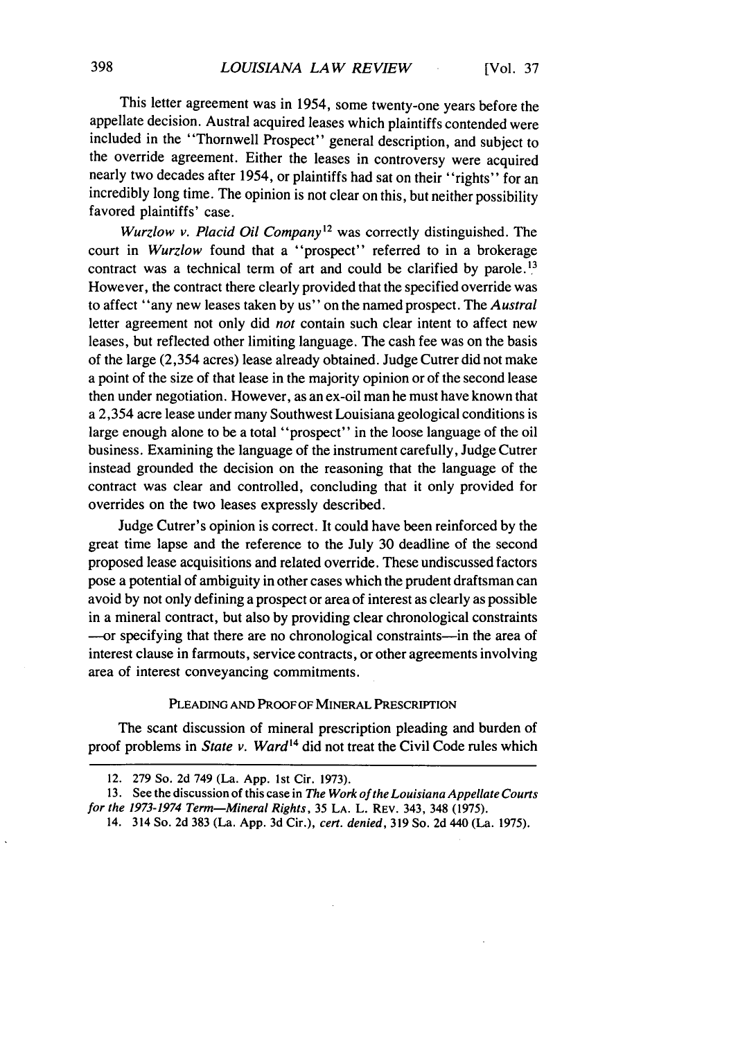This letter agreement was in 1954, some twenty-one years before the appellate decision. Austral acquired leases which plaintiffs contended were included in the "Thornwell Prospect" general description, and subject to the override agreement. Either the leases in controversy were acquired nearly two decades after 1954, or plaintiffs had sat on their "rights" for an incredibly long time. The opinion is not clear on this, but neither possibility favored plaintiffs' case.

*Wurzlow v. Placid Oil Company*[12] was correctly distinguished. The court in *Wurzlow* found that a "prospect" referred to in a brokerage contract was a technical term of art and could be clarified by parole.[13] However, the contract there clearly provided that the specified override was to affect "any new leases taken by us" on the named prospect. The *Austral* letter agreement not only did *not* contain such clear intent to affect new leases, but reflected other limiting language. The cash fee was on the basis of the large (2,354 acres) lease already obtained. Judge Cutrer did not make a point of the size of that lease in the majority opinion or of the second lease then under negotiation. However, as an ex-oil man he must have known that a 2,354 acre lease under many Southwest Louisiana geological conditions is large enough alone to be a total "prospect" in the loose language of the oil business. Examining the language of the instrument carefully, Judge Cutrer instead grounded the decision on the reasoning that the language of the contract was clear and controlled, concluding that it only provided for overrides on the two leases expressly described.

Judge Cutrer's opinion is correct. It could have been reinforced by the great time lapse and the reference to the July 30 deadline of the second proposed lease acquisitions and related override. These undiscussed factors pose a potential of ambiguity in other cases which the prudent draftsman can avoid by not only defining a prospect or area of interest as clearly as possible in a mineral contract, but also by providing clear chronological constraints —or specifying that there are no chronological constraints—in the area of interest clause in farmouts, service contracts, or other agreements involving area of interest conveyancing commitments.

### PLEADING AND PROOF OF MINERAL PRESCRIPTION

The scant discussion of mineral prescription pleading and burden of proof problems in *State v. Ward*[14] did not treat the Civil Code rules which

---

12. 279 So. 2d 749 (La. App. 1st Cir. 1973).

13. See the discussion of this case in *The Work of the Louisiana Appellate Courts for the 1973-1974 Term—Mineral Rights*, 35 LA. L. REV. 343, 348 (1975).

14. 314 So. 2d 383 (La. App. 3d Cir.), *cert. denied*, 319 So. 2d 440 (La. 1975).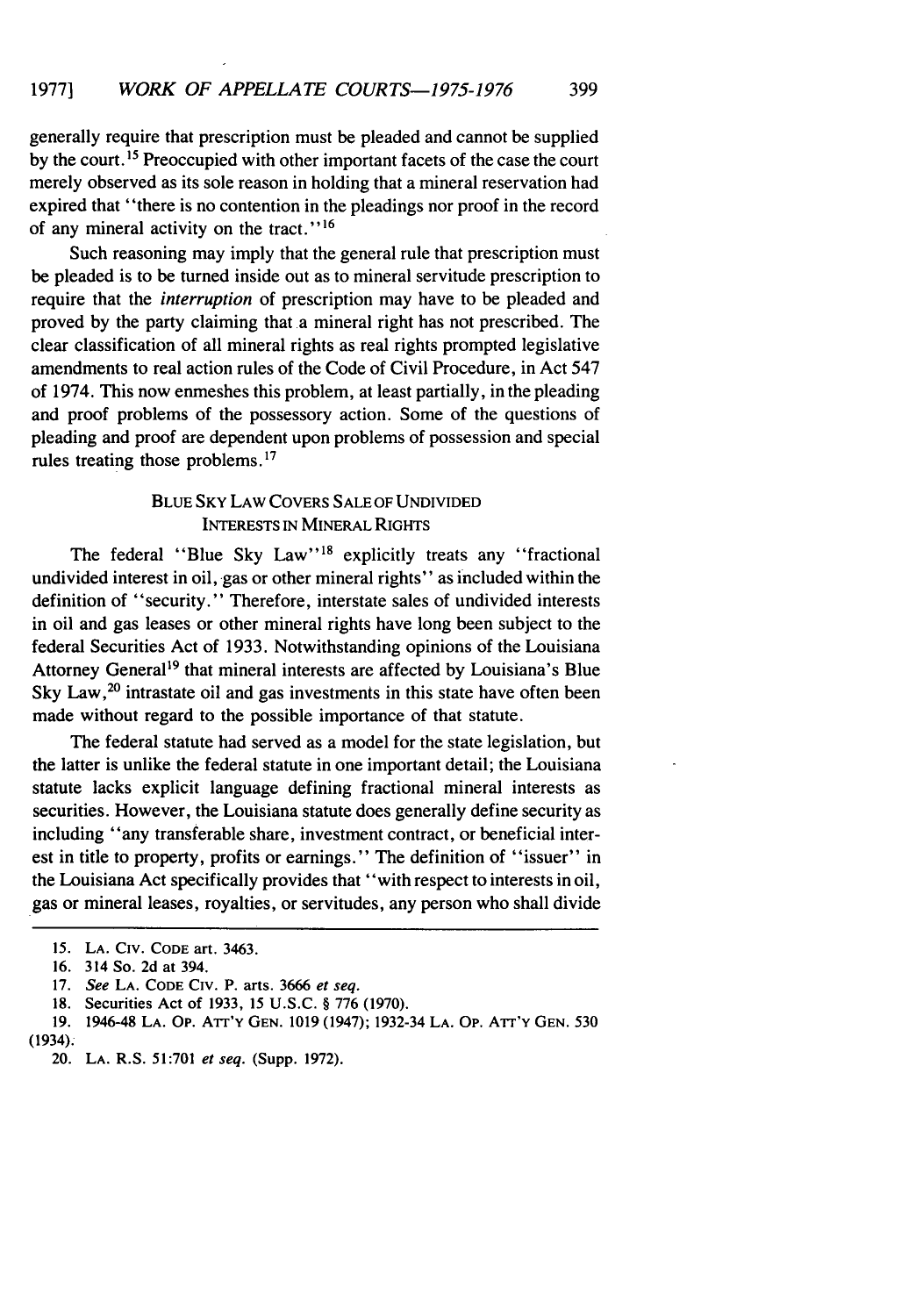generally require that prescription must be pleaded and cannot be supplied by the court.[15] Preoccupied with other important facets of the case the court merely observed as its sole reason in holding that a mineral reservation had expired that "there is no contention in the pleadings nor proof in the record of any mineral activity on the tract."[16]

Such reasoning may imply that the general rule that prescription must be pleaded is to be turned inside out as to mineral servitude prescription to require that the *interruption* of prescription may have to be pleaded and proved by the party claiming that a mineral right has not prescribed. The clear classification of all mineral rights as real rights prompted legislative amendments to real action rules of the Code of Civil Procedure, in Act 547 of 1974. This now enmeshes this problem, at least partially, in the pleading and proof problems of the possessory action. Some of the questions of pleading and proof are dependent upon problems of possession and special rules treating those problems.[17]

## BLUE SKY LAW COVERS SALE OF UNDIVIDED INTERESTS IN MINERAL RIGHTS

The federal "Blue Sky Law"[18] explicitly treats any "fractional undivided interest in oil, gas or other mineral rights" as included within the definition of "security." Therefore, interstate sales of undivided interests in oil and gas leases or other mineral rights have long been subject to the federal Securities Act of 1933. Notwithstanding opinions of the Louisiana Attorney General[19] that mineral interests are affected by Louisiana's Blue Sky Law,[20] intrastate oil and gas investments in this state have often been made without regard to the possible importance of that statute.

The federal statute had served as a model for the state legislation, but the latter is unlike the federal statute in one important detail; the Louisiana statute lacks explicit language defining fractional mineral interests as securities. However, the Louisiana statute does generally define security as including "any transferable share, investment contract, or beneficial interest in title to property, profits or earnings." The definition of "issuer" in the Louisiana Act specifically provides that "with respect to interests in oil, gas or mineral leases, royalties, or servitudes, any person who shall divide

15. LA. CIV. CODE art. 3463.

16. 314 So. 2d at 394.

17. *See* LA. CODE CIV. P. arts. 3666 *et seq.*

18. Securities Act of 1933, 15 U.S.C. § 776 (1970).

19. 1946-48 LA. OP. ATT'Y GEN. 1019 (1947); 1932-34 LA. OP. ATT'Y GEN. 530 (1934).

20. LA. R.S. 51:701 *et seq.* (Supp. 1972).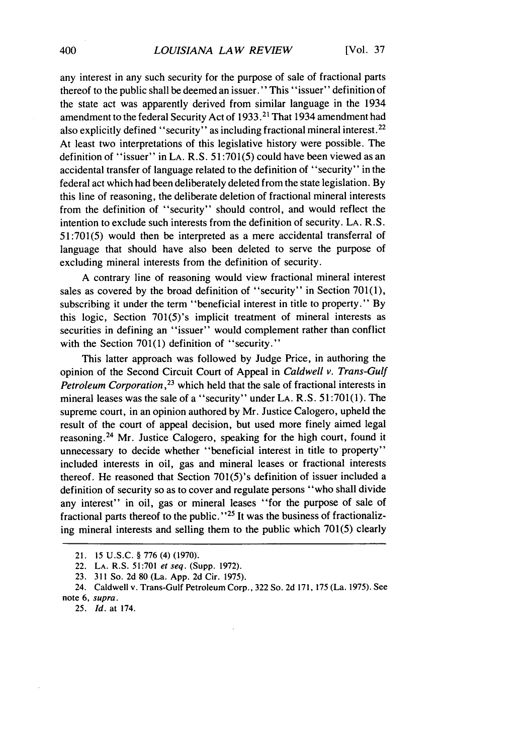any interest in any such security for the purpose of sale of fractional parts thereof to the public shall be deemed an issuer." This "issuer" definition of the state act was apparently derived from similar language in the 1934 amendment to the federal Security Act of 1933.[21] That 1934 amendment had also explicitly defined "security" as including fractional mineral interest.[22] At least two interpretations of this legislative history were possible. The definition of "issuer" in LA. R.S. 51:701(5) could have been viewed as an accidental transfer of language related to the definition of "security" in the federal act which had been deliberately deleted from the state legislation. By this line of reasoning, the deliberate deletion of fractional mineral interests from the definition of "security" should control, and would reflect the intention to exclude such interests from the definition of security. LA. R.S. 51:701(5) would then be interpreted as a mere accidental transferral of language that should have also been deleted to serve the purpose of excluding mineral interests from the definition of security.

A contrary line of reasoning would view fractional mineral interest sales as covered by the broad definition of "security" in Section 701(1), subscribing it under the term "beneficial interest in title to property." By this logic, Section 701(5)'s implicit treatment of mineral interests as securities in defining an "issuer" would complement rather than conflict with the Section 701(1) definition of "security."

This latter approach was followed by Judge Price, in authoring the opinion of the Second Circuit Court of Appeal in *Caldwell v. Trans-Gulf Petroleum Corporation*,[23] which held that the sale of fractional interests in mineral leases was the sale of a "security" under LA. R.S. 51:701(1). The supreme court, in an opinion authored by Mr. Justice Calogero, upheld the result of the court of appeal decision, but used more finely aimed legal reasoning.[24] Mr. Justice Calogero, speaking for the high court, found it unnecessary to decide whether "beneficial interest in title to property" included interests in oil, gas and mineral leases or fractional interests thereof. He reasoned that Section 701(5)'s definition of issuer included a definition of security so as to cover and regulate persons "who shall divide any interest" in oil, gas or mineral leases "for the purpose of sale of fractional parts thereof to the public."[25] It was the business of fractionalizing mineral interests and selling them to the public which 701(5) clearly

---

21. 15 U.S.C. § 776 (4) (1970).

22. LA. R.S. 51:701 *et seq.* (Supp. 1972).

23. 311 So. 2d 80 (La. App. 2d Cir. 1975).

24. Caldwell v. Trans-Gulf Petroleum Corp., 322 So. 2d 171, 175 (La. 1975). See note 6, *supra*.

25. *Id.* at 174.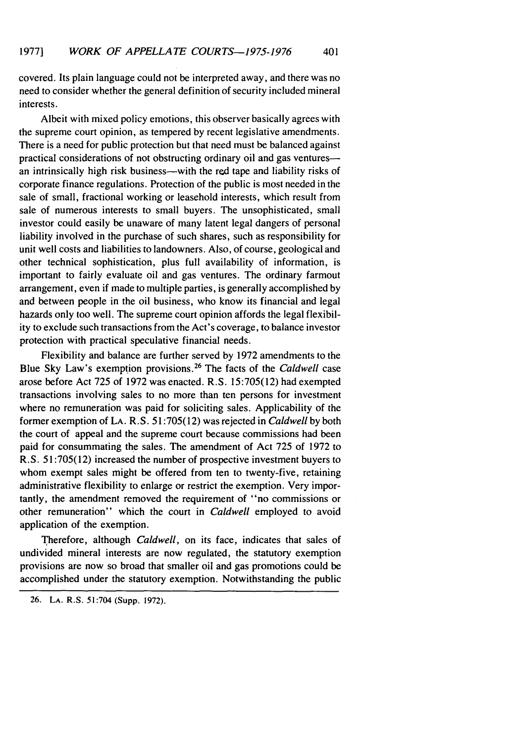covered. Its plain language could not be interpreted away, and there was no need to consider whether the general definition of security included mineral interests.

Albeit with mixed policy emotions, this observer basically agrees with the supreme court opinion, as tempered by recent legislative amendments. There is a need for public protection but that need must be balanced against practical considerations of not obstructing ordinary oil and gas ventures—an intrinsically high risk business—with the red tape and liability risks of corporate finance regulations. Protection of the public is most needed in the sale of small, fractional working or leasehold interests, which result from sale of numerous interests to small buyers. The unsophisticated, small investor could easily be unaware of many latent legal dangers of personal liability involved in the purchase of such shares, such as responsibility for unit well costs and liabilities to landowners. Also, of course, geological and other technical sophistication, plus full availability of information, is important to fairly evaluate oil and gas ventures. The ordinary farmout arrangement, even if made to multiple parties, is generally accomplished by and between people in the oil business, who know its financial and legal hazards only too well. The supreme court opinion affords the legal flexibility to exclude such transactions from the Act's coverage, to balance investor protection with practical speculative financial needs.

Flexibility and balance are further served by 1972 amendments to the Blue Sky Law's exemption provisions.[26] The facts of the *Caldwell* case arose before Act 725 of 1972 was enacted. R.S. 15:705(12) had exempted transactions involving sales to no more than ten persons for investment where no remuneration was paid for soliciting sales. Applicability of the former exemption of LA. R.S. 51:705(12) was rejected in *Caldwell* by both the court of appeal and the supreme court because commissions had been paid for consummating the sales. The amendment of Act 725 of 1972 to R.S. 51:705(12) increased the number of prospective investment buyers to whom exempt sales might be offered from ten to twenty-five, retaining administrative flexibility to enlarge or restrict the exemption. Very importantly, the amendment removed the requirement of "no commissions or other remuneration" which the court in *Caldwell* employed to avoid application of the exemption.

Therefore, although *Caldwell*, on its face, indicates that sales of undivided mineral interests are now regulated, the statutory exemption provisions are now so broad that smaller oil and gas promotions could be accomplished under the statutory exemption. Notwithstanding the public

26. LA. R.S. 51:704 (Supp. 1972).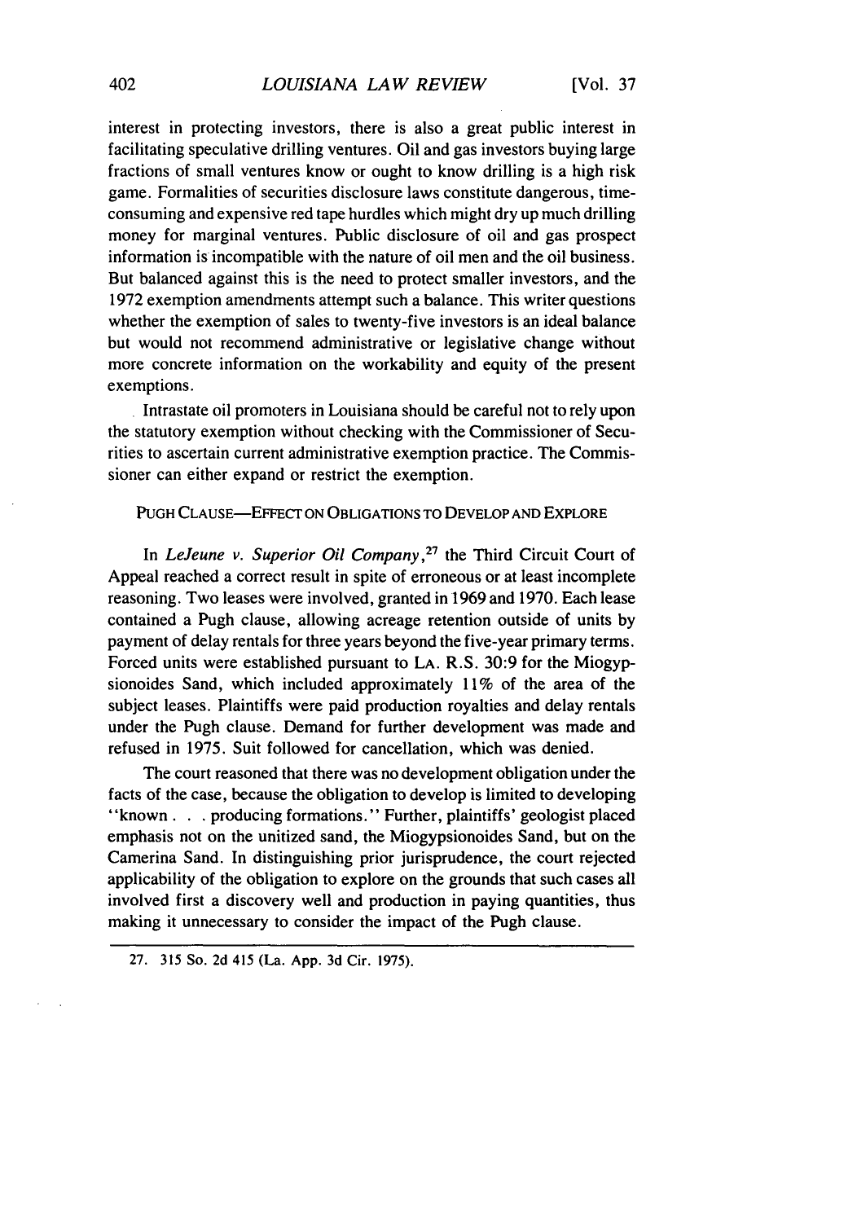interest in protecting investors, there is also a great public interest in facilitating speculative drilling ventures. Oil and gas investors buying large fractions of small ventures know or ought to know drilling is a high risk game. Formalities of securities disclosure laws constitute dangerous, time-consuming and expensive red tape hurdles which might dry up much drilling money for marginal ventures. Public disclosure of oil and gas prospect information is incompatible with the nature of oil men and the oil business. But balanced against this is the need to protect smaller investors, and the 1972 exemption amendments attempt such a balance. This writer questions whether the exemption of sales to twenty-five investors is an ideal balance but would not recommend administrative or legislative change without more concrete information on the workability and equity of the present exemptions.

Intrastate oil promoters in Louisiana should be careful not to rely upon the statutory exemption without checking with the Commissioner of Securities to ascertain current administrative exemption practice. The Commissioner can either expand or restrict the exemption.

## Pugh Clause—Effect on Obligations to Develop and Explore

In *LeJeune v. Superior Oil Company*,[27] the Third Circuit Court of Appeal reached a correct result in spite of erroneous or at least incomplete reasoning. Two leases were involved, granted in 1969 and 1970. Each lease contained a Pugh clause, allowing acreage retention outside of units by payment of delay rentals for three years beyond the five-year primary terms. Forced units were established pursuant to LA. R.S. 30:9 for the Miogypsionoides Sand, which included approximately 11% of the area of the subject leases. Plaintiffs were paid production royalties and delay rentals under the Pugh clause. Demand for further development was made and refused in 1975. Suit followed for cancellation, which was denied.

The court reasoned that there was no development obligation under the facts of the case, because the obligation to develop is limited to developing "known . . . producing formations." Further, plaintiffs' geologist placed emphasis not on the unitized sand, the Miogypsionoides Sand, but on the Camerina Sand. In distinguishing prior jurisprudence, the court rejected applicability of the obligation to explore on the grounds that such cases all involved first a discovery well and production in paying quantities, thus making it unnecessary to consider the impact of the Pugh clause.

27. 315 So. 2d 415 (La. App. 3d Cir. 1975).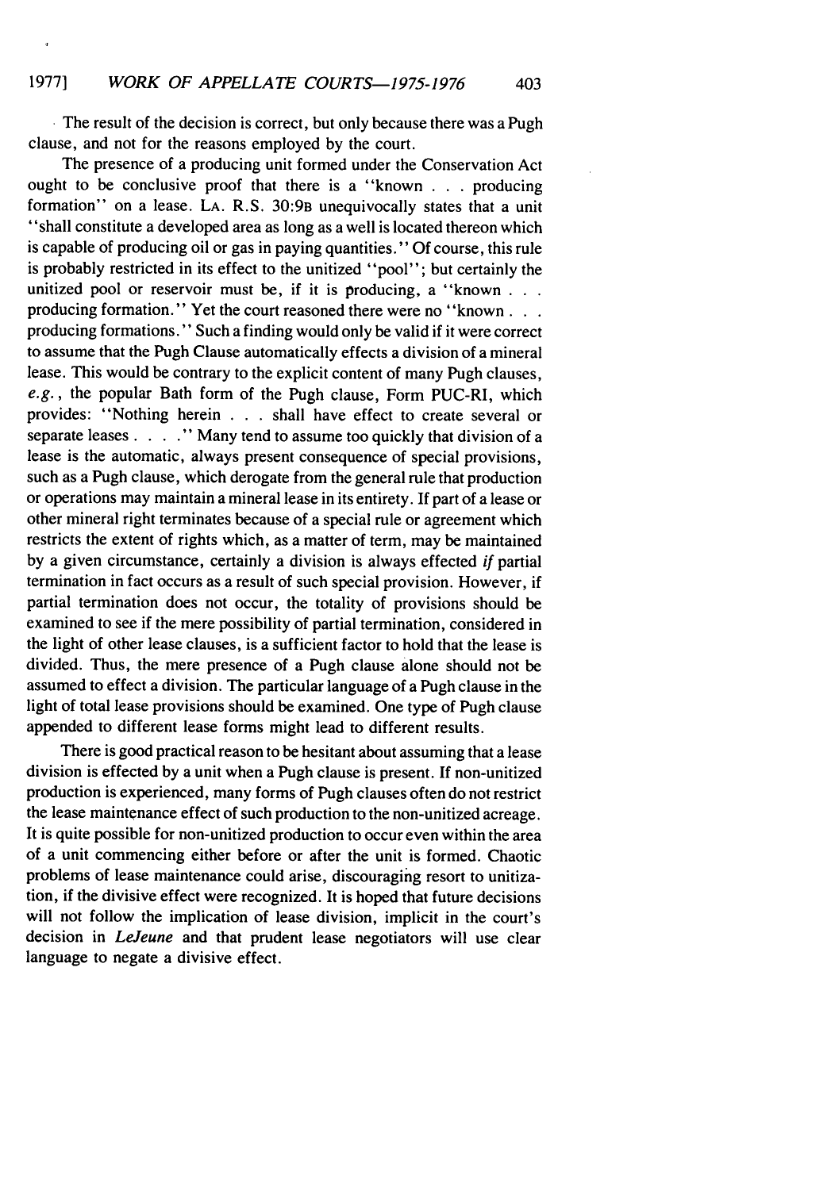The result of the decision is correct, but only because there was a Pugh clause, and not for the reasons employed by the court.

The presence of a producing unit formed under the Conservation Act ought to be conclusive proof that there is a "known . . . producing formation" on a lease. LA. R.S. 30:9B unequivocally states that a unit "shall constitute a developed area as long as a well is located thereon which is capable of producing oil or gas in paying quantities." Of course, this rule is probably restricted in its effect to the unitized "pool"; but certainly the unitized pool or reservoir must be, if it is producing, a "known . . . producing formation." Yet the court reasoned there were no "known . . . producing formations." Such a finding would only be valid if it were correct to assume that the Pugh Clause automatically effects a division of a mineral lease. This would be contrary to the explicit content of many Pugh clauses, *e.g.*, the popular Bath form of the Pugh clause, Form PUC-RI, which provides: "Nothing herein . . . shall have effect to create several or separate leases . . . ." Many tend to assume too quickly that division of a lease is the automatic, always present consequence of special provisions, such as a Pugh clause, which derogate from the general rule that production or operations may maintain a mineral lease in its entirety. If part of a lease or other mineral right terminates because of a special rule or agreement which restricts the extent of rights which, as a matter of term, may be maintained by a given circumstance, certainly a division is always effected *if* partial termination in fact occurs as a result of such special provision. However, if partial termination does not occur, the totality of provisions should be examined to see if the mere possibility of partial termination, considered in the light of other lease clauses, is a sufficient factor to hold that the lease is divided. Thus, the mere presence of a Pugh clause alone should not be assumed to effect a division. The particular language of a Pugh clause in the light of total lease provisions should be examined. One type of Pugh clause appended to different lease forms might lead to different results.

There is good practical reason to be hesitant about assuming that a lease division is effected by a unit when a Pugh clause is present. If non-unitized production is experienced, many forms of Pugh clauses often do not restrict the lease maintenance effect of such production to the non-unitized acreage. It is quite possible for non-unitized production to occur even within the area of a unit commencing either before or after the unit is formed. Chaotic problems of lease maintenance could arise, discouraging resort to unitization, if the divisive effect were recognized. It is hoped that future decisions will not follow the implication of lease division, implicit in the court's decision in *LeJeune* and that prudent lease negotiators will use clear language to negate a divisive effect.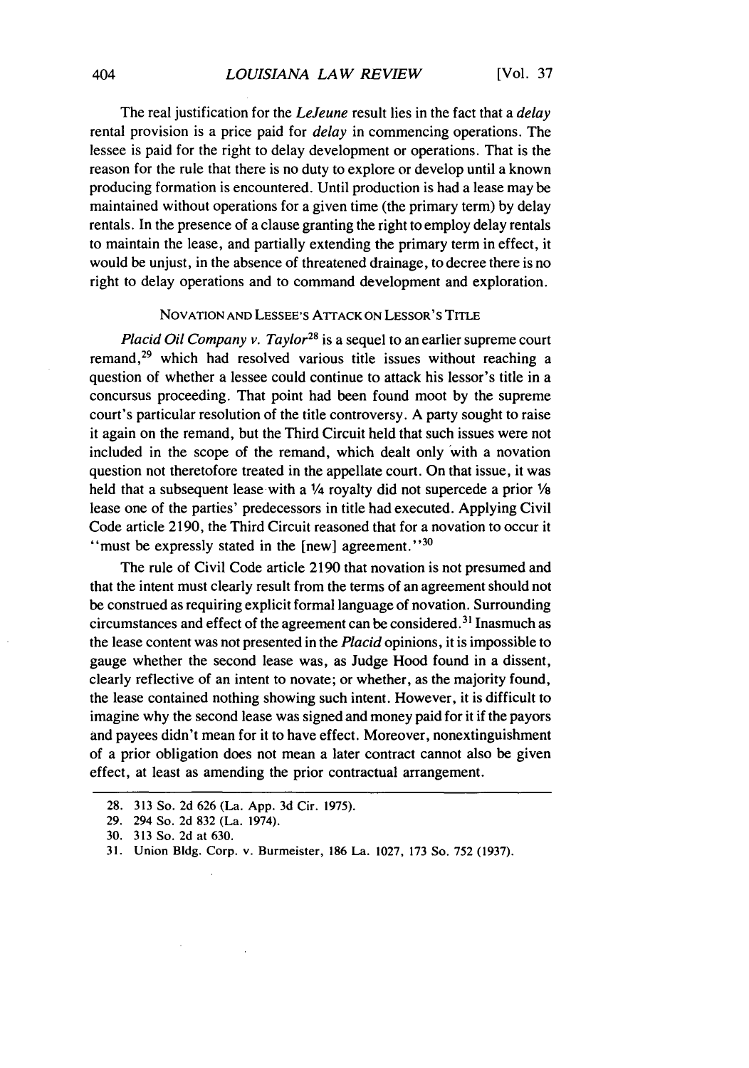The real justification for the *LeJeune* result lies in the fact that a *delay* rental provision is a price paid for *delay* in commencing operations. The lessee is paid for the right to delay development or operations. That is the reason for the rule that there is no duty to explore or develop until a known producing formation is encountered. Until production is had a lease may be maintained without operations for a given time (the primary term) by delay rentals. In the presence of a clause granting the right to employ delay rentals to maintain the lease, and partially extending the primary term in effect, it would be unjust, in the absence of threatened drainage, to decree there is no right to delay operations and to command development and exploration.

### NOVATION AND LESSEE'S ATTACK ON LESSOR'S TITLE

*Placid Oil Company v. Taylor*[28] is a sequel to an earlier supreme court remand,[29] which had resolved various title issues without reaching a question of whether a lessee could continue to attack his lessor's title in a concursus proceeding. That point had been found moot by the supreme court's particular resolution of the title controversy. A party sought to raise it again on the remand, but the Third Circuit held that such issues were not included in the scope of the remand, which dealt only with a novation question not theretofore treated in the appellate court. On that issue, it was held that a subsequent lease with a ¼ royalty did not supercede a prior ⅛ lease one of the parties' predecessors in title had executed. Applying Civil Code article 2190, the Third Circuit reasoned that for a novation to occur it "must be expressly stated in the [new] agreement."[30]

The rule of Civil Code article 2190 that novation is not presumed and that the intent must clearly result from the terms of an agreement should not be construed as requiring explicit formal language of novation. Surrounding circumstances and effect of the agreement can be considered.[31] Inasmuch as the lease content was not presented in the *Placid* opinions, it is impossible to gauge whether the second lease was, as Judge Hood found in a dissent, clearly reflective of an intent to novate; or whether, as the majority found, the lease contained nothing showing such intent. However, it is difficult to imagine why the second lease was signed and money paid for it if the payors and payees didn't mean for it to have effect. Moreover, nonextinguishment of a prior obligation does not mean a later contract cannot also be given effect, at least as amending the prior contractual arrangement.

---

28. 313 So. 2d 626 (La. App. 3d Cir. 1975).
29. 294 So. 2d 832 (La. 1974).
30. 313 So. 2d at 630.
31. Union Bldg. Corp. v. Burmeister, 186 La. 1027, 173 So. 752 (1937).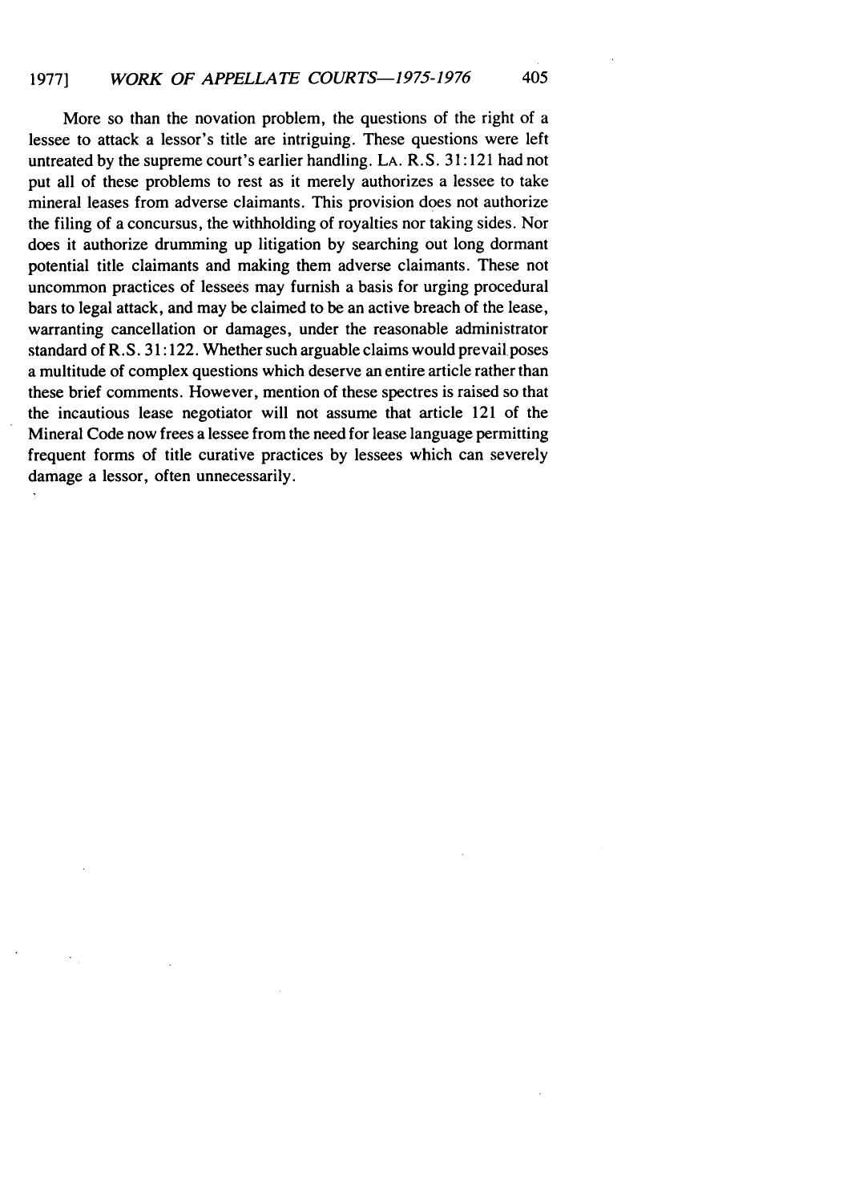More so than the novation problem, the questions of the right of a lessee to attack a lessor's title are intriguing. These questions were left untreated by the supreme court's earlier handling. LA. R.S. 31:121 had not put all of these problems to rest as it merely authorizes a lessee to take mineral leases from adverse claimants. This provision does not authorize the filing of a concursus, the withholding of royalties nor taking sides. Nor does it authorize drumming up litigation by searching out long dormant potential title claimants and making them adverse claimants. These not uncommon practices of lessees may furnish a basis for urging procedural bars to legal attack, and may be claimed to be an active breach of the lease, warranting cancellation or damages, under the reasonable administrator standard of R.S. 31:122. Whether such arguable claims would prevail poses a multitude of complex questions which deserve an entire article rather than these brief comments. However, mention of these spectres is raised so that the incautious lease negotiator will not assume that article 121 of the Mineral Code now frees a lessee from the need for lease language permitting frequent forms of title curative practices by lessees which can severely damage a lessor, often unnecessarily.